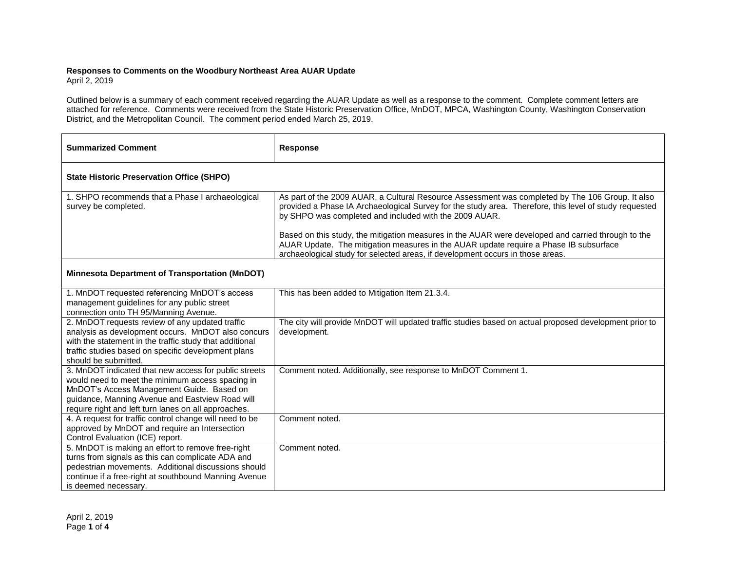**Responses to Comments on the Woodbury Northeast Area AUAR Update**
April 2, 2019

Outlined below is a summary of each comment received regarding the AUAR Update as well as a response to the comment. Complete comment letters are attached for reference. Comments were received from the State Historic Preservation Office, MnDOT, MPCA, Washington County, Washington Conservation District, and the Metropolitan Council. The comment period ended March 25, 2019.

| Summarized Comment | Response |
|---|---|
| **State Historic Preservation Office (SHPO)** | |
| 1. SHPO recommends that a Phase I archaeological survey be completed. | As part of the 2009 AUAR, a Cultural Resource Assessment was completed by The 106 Group. It also provided a Phase IA Archaeological Survey for the study area. Therefore, this level of study requested by SHPO was completed and included with the 2009 AUAR.<br><br>Based on this study, the mitigation measures in the AUAR were developed and carried through to the AUAR Update. The mitigation measures in the AUAR update require a Phase IB subsurface archaeological study for selected areas, if development occurs in those areas. |
| **Minnesota Department of Transportation (MnDOT)** | |
| 1. MnDOT requested referencing MnDOT's access management guidelines for any public street connection onto TH 95/Manning Avenue. | This has been added to Mitigation Item 21.3.4. |
| 2. MnDOT requests review of any updated traffic analysis as development occurs. MnDOT also concurs with the statement in the traffic study that additional traffic studies based on specific development plans should be submitted. | The city will provide MnDOT will updated traffic studies based on actual proposed development prior to development. |
| 3. MnDOT indicated that new access for public streets would need to meet the minimum access spacing in MnDOT's Access Management Guide. Based on guidance, Manning Avenue and Eastview Road will require right and left turn lanes on all approaches. | Comment noted. Additionally, see response to MnDOT Comment 1. |
| 4. A request for traffic control change will need to be approved by MnDOT and require an Intersection Control Evaluation (ICE) report. | Comment noted. |
| 5. MnDOT is making an effort to remove free-right turns from signals as this can complicate ADA and pedestrian movements. Additional discussions should continue if a free-right at southbound Manning Avenue is deemed necessary. | Comment noted. |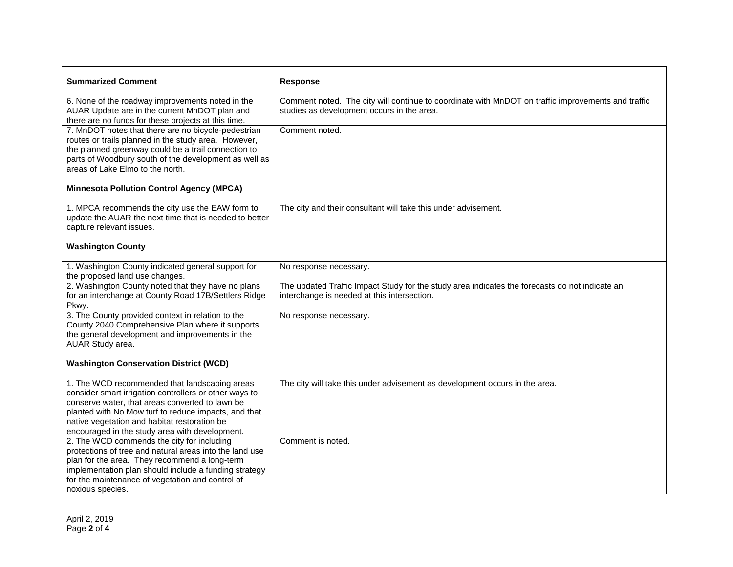| Summarized Comment | Response |
|---|---|
| 6. None of the roadway improvements noted in the AUAR Update are in the current MnDOT plan and there are no funds for these projects at this time. | Comment noted. The city will continue to coordinate with MnDOT on traffic improvements and traffic studies as development occurs in the area. |
| 7. MnDOT notes that there are no bicycle-pedestrian routes or trails planned in the study area. However, the planned greenway could be a trail connection to parts of Woodbury south of the development as well as areas of Lake Elmo to the north. | Comment noted. |
| **Minnesota Pollution Control Agency (MPCA)** | |
| 1. MPCA recommends the city use the EAW form to update the AUAR the next time that is needed to better capture relevant issues. | The city and their consultant will take this under advisement. |
| **Washington County** | |
| 1. Washington County indicated general support for the proposed land use changes. | No response necessary. |
| 2. Washington County noted that they have no plans for an interchange at County Road 17B/Settlers Ridge Pkwy. | The updated Traffic Impact Study for the study area indicates the forecasts do not indicate an interchange is needed at this intersection. |
| 3. The County provided context in relation to the County 2040 Comprehensive Plan where it supports the general development and improvements in the AUAR Study area. | No response necessary. |
| **Washington Conservation District (WCD)** | |
| 1. The WCD recommended that landscaping areas consider smart irrigation controllers or other ways to conserve water, that areas converted to lawn be planted with No Mow turf to reduce impacts, and that native vegetation and habitat restoration be encouraged in the study area with development. | The city will take this under advisement as development occurs in the area. |
| 2. The WCD commends the city for including protections of tree and natural areas into the land use plan for the area. They recommend a long-term implementation plan should include a funding strategy for the maintenance of vegetation and control of noxious species. | Comment is noted. |

April 2, 2019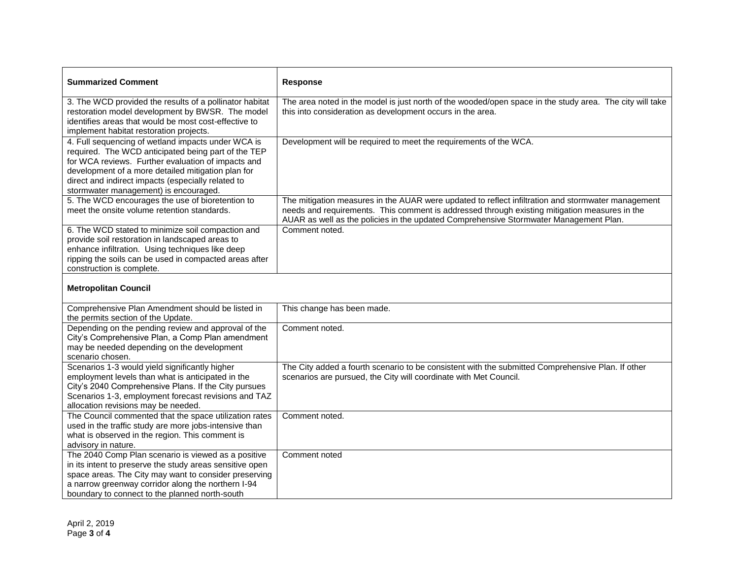| Summarized Comment | Response |
|---|---|
| 3. The WCD provided the results of a pollinator habitat restoration model development by BWSR. The model identifies areas that would be most cost-effective to implement habitat restoration projects. | The area noted in the model is just north of the wooded/open space in the study area. The city will take this into consideration as development occurs in the area. |
| 4. Full sequencing of wetland impacts under WCA is required. The WCD anticipated being part of the TEP for WCA reviews. Further evaluation of impacts and development of a more detailed mitigation plan for direct and indirect impacts (especially related to stormwater management) is encouraged. | Development will be required to meet the requirements of the WCA. |
| 5. The WCD encourages the use of bioretention to meet the onsite volume retention standards. | The mitigation measures in the AUAR were updated to reflect infiltration and stormwater management needs and requirements. This comment is addressed through existing mitigation measures in the AUAR as well as the policies in the updated Comprehensive Stormwater Management Plan. |
| 6. The WCD stated to minimize soil compaction and provide soil restoration in landscaped areas to enhance infiltration. Using techniques like deep ripping the soils can be used in compacted areas after construction is complete. | Comment noted. |
| **Metropolitan Council** | |
| Comprehensive Plan Amendment should be listed in the permits section of the Update. | This change has been made. |
| Depending on the pending review and approval of the City's Comprehensive Plan, a Comp Plan amendment may be needed depending on the development scenario chosen. | Comment noted. |
| Scenarios 1-3 would yield significantly higher employment levels than what is anticipated in the City's 2040 Comprehensive Plans. If the City pursues Scenarios 1-3, employment forecast revisions and TAZ allocation revisions may be needed. | The City added a fourth scenario to be consistent with the submitted Comprehensive Plan. If other scenarios are pursued, the City will coordinate with Met Council. |
| The Council commented that the space utilization rates used in the traffic study are more jobs-intensive than what is observed in the region. This comment is advisory in nature. | Comment noted. |
| The 2040 Comp Plan scenario is viewed as a positive in its intent to preserve the study areas sensitive open space areas. The City may want to consider preserving a narrow greenway corridor along the northern I-94 boundary to connect to the planned north-south | Comment noted |

April 2, 2019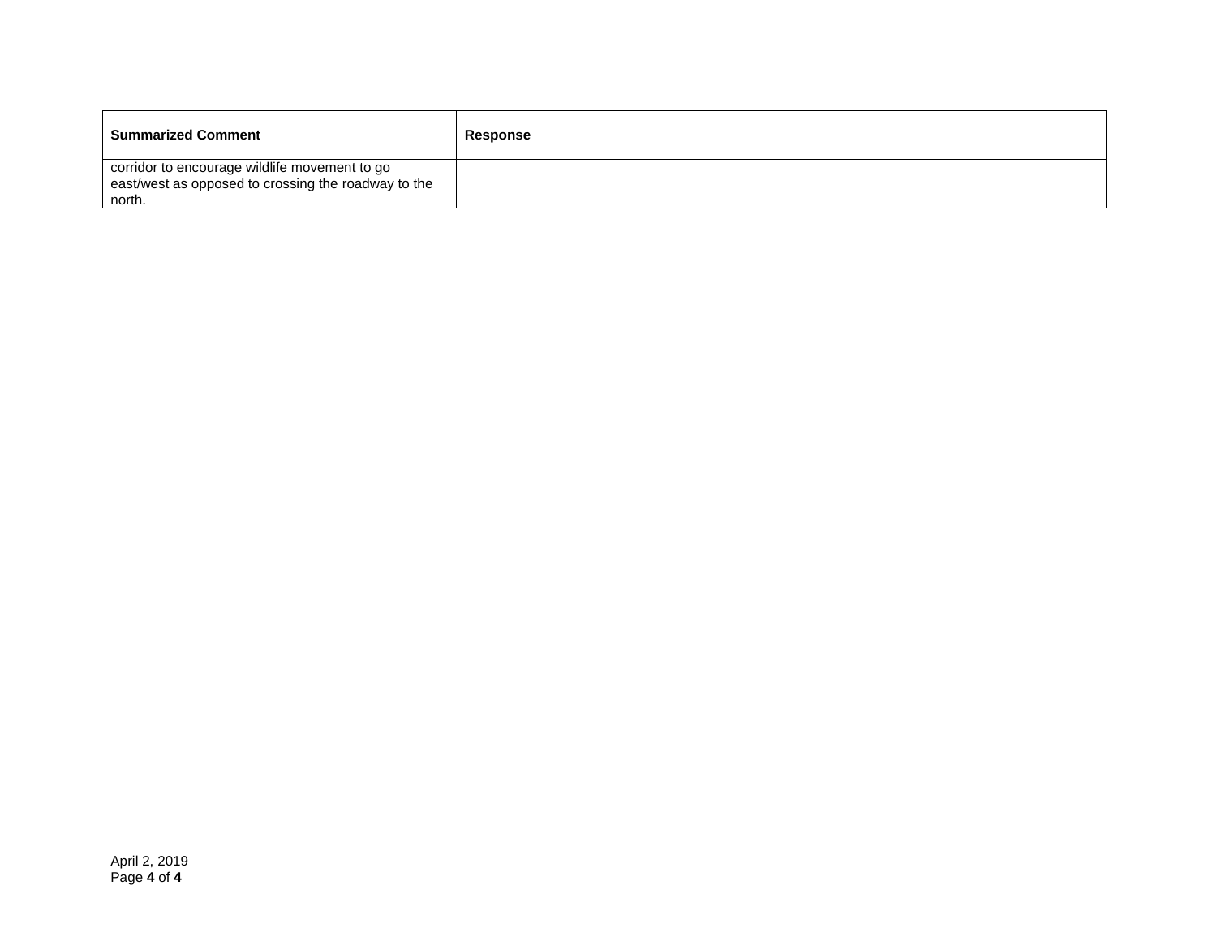| Summarized Comment | Response |
|---|---|
| corridor to encourage wildlife movement to go east/west as opposed to crossing the roadway to the north. | |

April 2, 2019